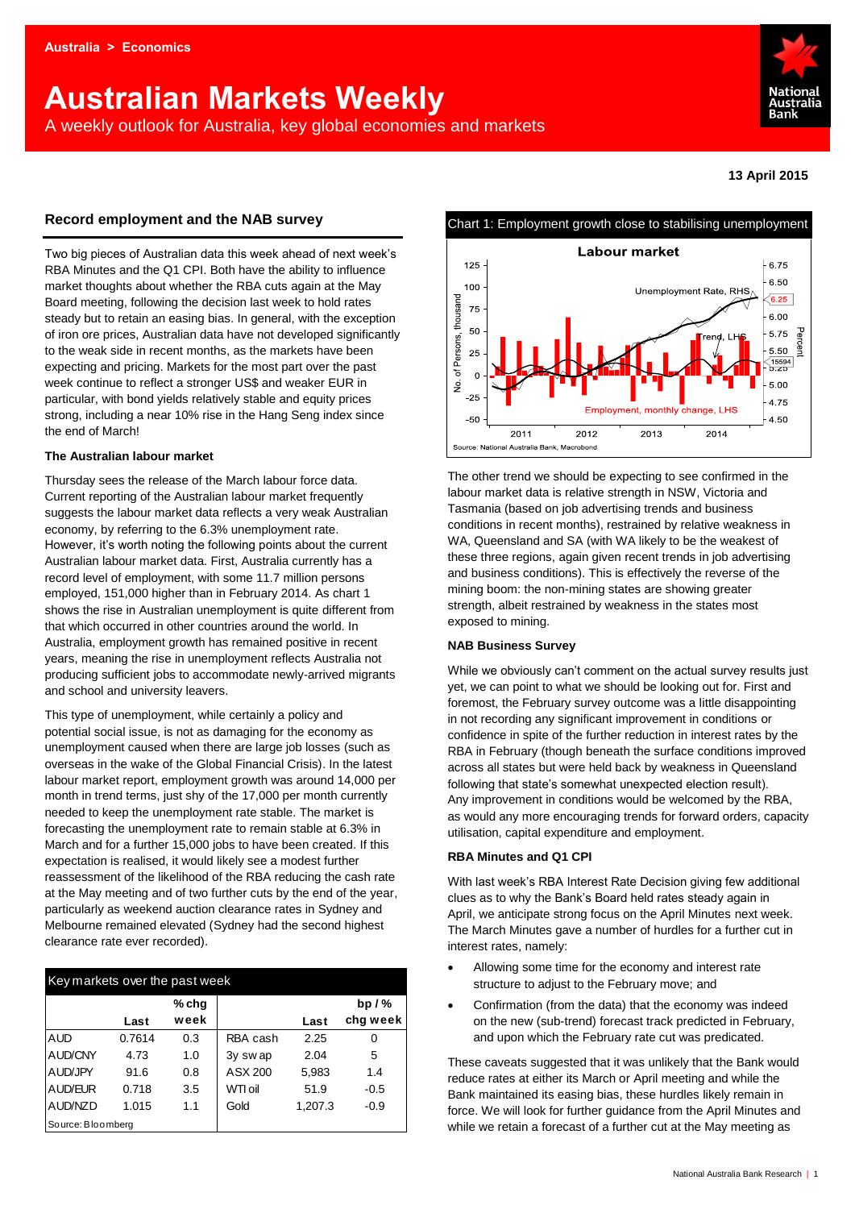Australia > Economics

# Australian Markets Weekly

A weekly outlook for Australia, key global economies and markets

13 April 2015

## Record employment and the NAB survey

Two big pieces of Australian data this week ahead of next week's RBA Minutes and the Q1 CPI. Both have the ability to influence market thoughts about whether the RBA cuts again at the May Board meeting, following the decision last week to hold rates steady but to retain an easing bias. In general, with the exception of iron ore prices, Australian data have not developed significantly to the weak side in recent months, as the markets have been expecting and pricing. Markets for the most part over the past week continue to reflect a stronger US$ and weaker EUR in particular, with bond yields relatively stable and equity prices strong, including a near 10% rise in the Hang Seng index since the end of March!

### The Australian labour market

Thursday sees the release of the March labour force data. Current reporting of the Australian labour market frequently suggests the labour market data reflects a very weak Australian economy, by referring to the 6.3% unemployment rate. However, it's worth noting the following points about the current Australian labour market data. First, Australia currently has a record level of employment, with some 11.7 million persons employed, 151,000 higher than in February 2014. As chart 1 shows the rise in Australian unemployment is quite different from that which occurred in other countries around the world. In Australia, employment growth has remained positive in recent years, meaning the rise in unemployment reflects Australia not producing sufficient jobs to accommodate newly-arrived migrants and school and university leavers.

This type of unemployment, while certainly a policy and potential social issue, is not as damaging for the economy as unemployment caused when there are large job losses (such as overseas in the wake of the Global Financial Crisis). In the latest labour market report, employment growth was around 14,000 per month in trend terms, just shy of the 17,000 per month currently needed to keep the unemployment rate stable. The market is forecasting the unemployment rate to remain stable at 6.3% in March and for a further 15,000 jobs to have been created. If this expectation is realised, it would likely see a modest further reassessment of the likelihood of the RBA reducing the cash rate at the May meeting and of two further cuts by the end of the year, particularly as weekend auction clearance rates in Sydney and Melbourne remained elevated (Sydney had the second highest clearance rate ever recorded).

| Key markets over the past week | | | | | |
|---|---|---|---|---|---|
| | Last | % chg week | | Last | bp / % chg week |
| AUD | 0.7614 | 0.3 | RBA cash | 2.25 | 0 |
| AUD/CNY | 4.73 | 1.0 | 3y swap | 2.04 | 5 |
| AUD/JPY | 91.6 | 0.8 | ASX 200 | 5,983 | 1.4 |
| AUD/EUR | 0.718 | 3.5 | WTI oil | 51.9 | -0.5 |
| AUD/NZD | 1.015 | 1.1 | Gold | 1,207.3 | -0.9 |

Source: Bloomberg

Chart 1: Employment growth close to stabilising unemployment

Source: National Australia Bank, Macrobond

The other trend we should be expecting to see confirmed in the labour market data is relative strength in NSW, Victoria and Tasmania (based on job advertising trends and business conditions in recent months), restrained by relative weakness in WA, Queensland and SA (with WA likely to be the weakest of these three regions, again given recent trends in job advertising and business conditions). This is effectively the reverse of the mining boom: the non-mining states are showing greater strength, albeit restrained by weakness in the states most exposed to mining.

### NAB Business Survey

While we obviously can't comment on the actual survey results just yet, we can point to what we should be looking out for. First and foremost, the February survey outcome was a little disappointing in not recording any significant improvement in conditions or confidence in spite of the further reduction in interest rates by the RBA in February (though beneath the surface conditions improved across all states but were held back by weakness in Queensland following that state's somewhat unexpected election result). Any improvement in conditions would be welcomed by the RBA, as would any more encouraging trends for forward orders, capacity utilisation, capital expenditure and employment.

### RBA Minutes and Q1 CPI

With last week's RBA Interest Rate Decision giving few additional clues as to why the Bank's Board held rates steady again in April, we anticipate strong focus on the April Minutes next week. The March Minutes gave a number of hurdles for a further cut in interest rates, namely:

- Allowing some time for the economy and interest rate structure to adjust to the February move; and
- Confirmation (from the data) that the economy was indeed on the new (sub-trend) forecast track predicted in February, and upon which the February rate cut was predicated.

These caveats suggested that it was unlikely that the Bank would reduce rates at either its March or April meeting and while the Bank maintained its easing bias, these hurdles likely remain in force. We will look for further guidance from the April Minutes and while we retain a forecast of a further cut at the May meeting as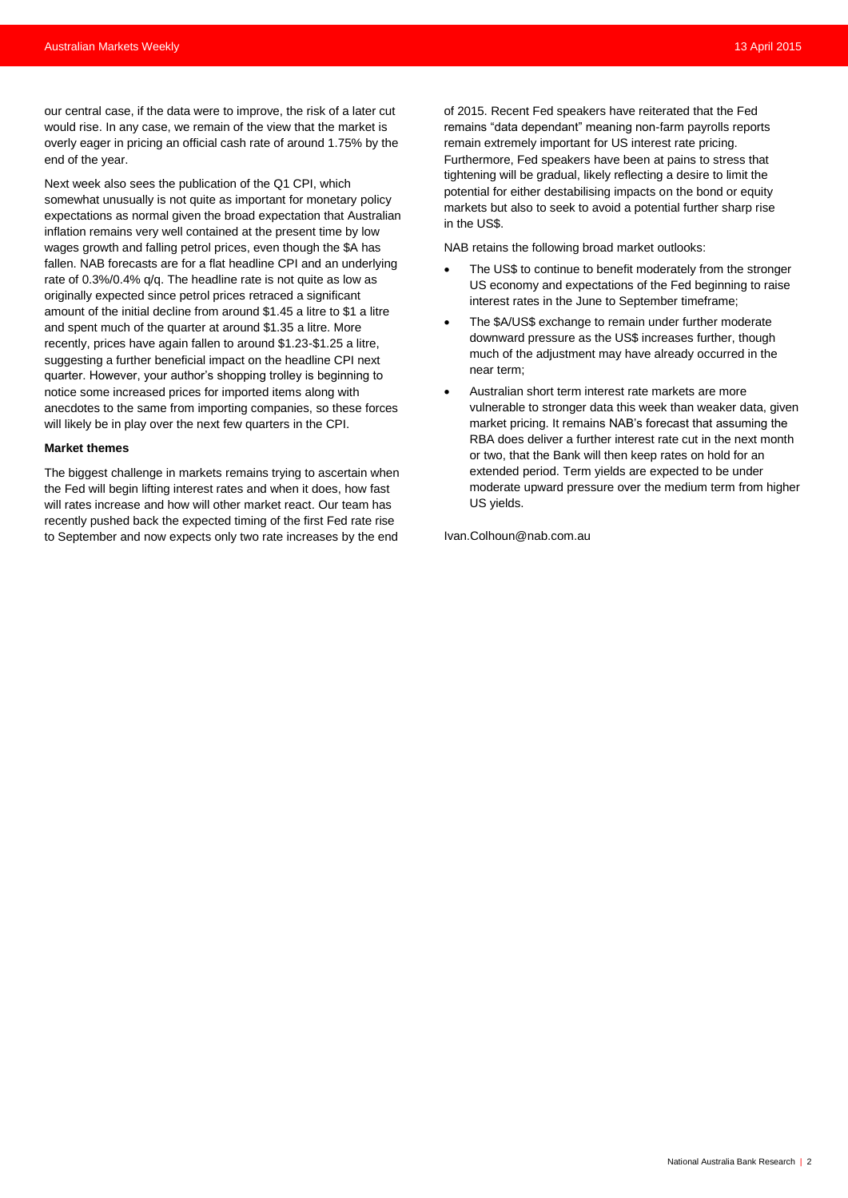our central case, if the data were to improve, the risk of a later cut would rise. In any case, we remain of the view that the market is overly eager in pricing an official cash rate of around 1.75% by the end of the year.

Next week also sees the publication of the Q1 CPI, which somewhat unusually is not quite as important for monetary policy expectations as normal given the broad expectation that Australian inflation remains very well contained at the present time by low wages growth and falling petrol prices, even though the $A has fallen. NAB forecasts are for a flat headline CPI and an underlying rate of 0.3%/0.4% q/q. The headline rate is not quite as low as originally expected since petrol prices retraced a significant amount of the initial decline from around $1.45 a litre to $1 a litre and spent much of the quarter at around $1.35 a litre. More recently, prices have again fallen to around $1.23-$1.25 a litre, suggesting a further beneficial impact on the headline CPI next quarter. However, your author's shopping trolley is beginning to notice some increased prices for imported items along with anecdotes to the same from importing companies, so these forces will likely be in play over the next few quarters in the CPI.

**Market themes**

The biggest challenge in markets remains trying to ascertain when the Fed will begin lifting interest rates and when it does, how fast will rates increase and how will other market react. Our team has recently pushed back the expected timing of the first Fed rate rise to September and now expects only two rate increases by the end of 2015. Recent Fed speakers have reiterated that the Fed remains "data dependant" meaning non-farm payrolls reports remain extremely important for US interest rate pricing. Furthermore, Fed speakers have been at pains to stress that tightening will be gradual, likely reflecting a desire to limit the potential for either destabilising impacts on the bond or equity markets but also to seek to avoid a potential further sharp rise in the US$.

NAB retains the following broad market outlooks:

- The US$ to continue to benefit moderately from the stronger US economy and expectations of the Fed beginning to raise interest rates in the June to September timeframe;
- The $A/US$ exchange to remain under further moderate downward pressure as the US$ increases further, though much of the adjustment may have already occurred in the near term;
- Australian short term interest rate markets are more vulnerable to stronger data this week than weaker data, given market pricing. It remains NAB's forecast that assuming the RBA does deliver a further interest rate cut in the next month or two, that the Bank will then keep rates on hold for an extended period. Term yields are expected to be under moderate upward pressure over the medium term from higher US yields.

Ivan.Colhoun@nab.com.au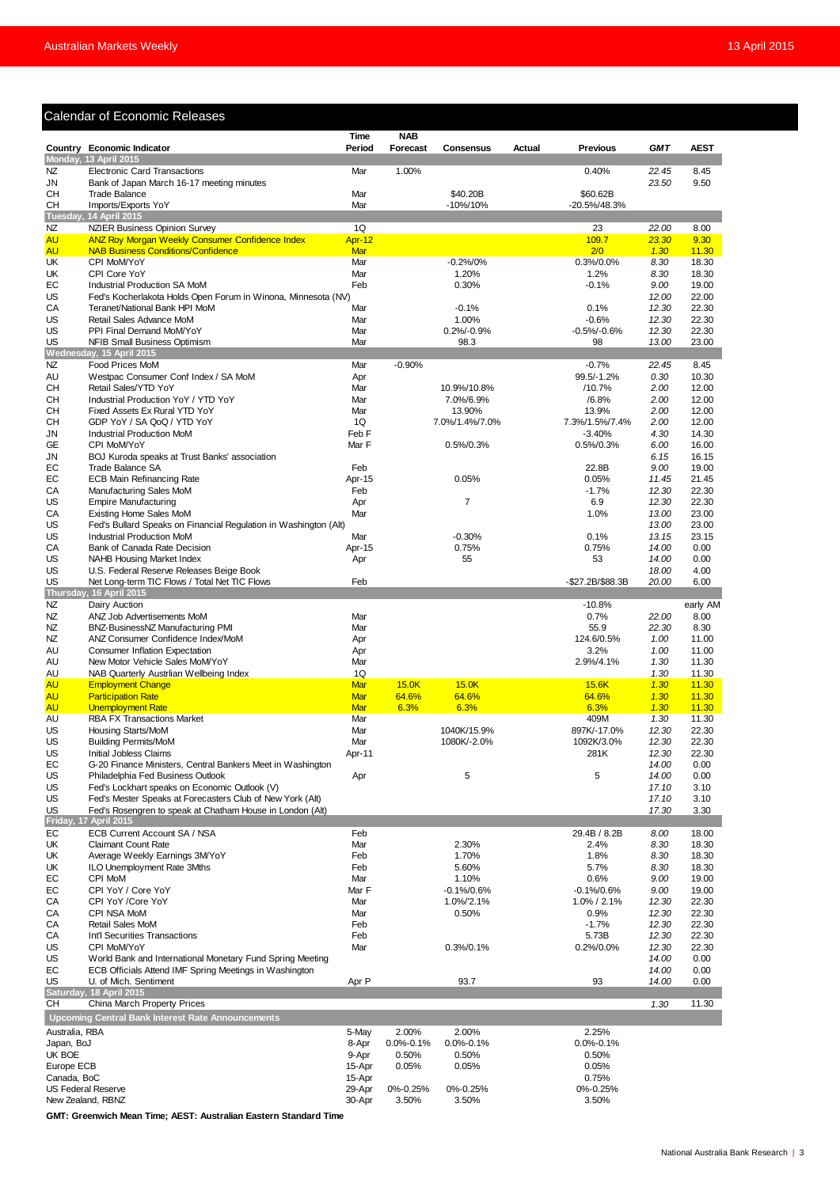## Calendar of Economic Releases

| Country | Economic Indicator | Time Period | NAB Forecast | Consensus | Actual | Previous | GMT | AEST |
|---|---|---|---|---|---|---|---|---|
| **Monday, 13 April 2015** | | | | | | | | |
| NZ | Electronic Card Transactions | Mar | 1.00% | | | 0.40% | 22.45 | 8.45 |
| JN | Bank of Japan March 16-17 meeting minutes | | | | | | 23.50 | 9.50 |
| CH | Trade Balance | Mar | | $40.20B | | $60.62B | | |
| CH | Imports/Exports YoY | Mar | | -10%/10% | | -20.5%/48.3% | | |
| **Tuesday, 14 April 2015** | | | | | | | | |
| NZ | NZIER Business Opinion Survey | 1Q | | | | 23 | 22.00 | 8.00 |
| AU | ANZ Roy Morgan Weekly Consumer Confidence Index | Apr-12 | | | | 109.7 | 23.30 | 9.30 |
| AU | NAB Business Conditions/Confidence | Mar | | | | 2/0 | 1.30 | 11.30 |
| UK | CPI MoM/YoY | Mar | | -0.2%/0% | | 0.3%/0.0% | 8.30 | 18.30 |
| UK | CPI Core YoY | Mar | | 1.20% | | 1.2% | 8.30 | 18.30 |
| EC | Industrial Production SA MoM | Feb | | 0.30% | | -0.1% | 9.00 | 19.00 |
| US | Fed's Kocherlakota Holds Open Forum in Winona, Minnesota (NV) | | | | | | 12.00 | 22.00 |
| CA | Teranet/National Bank HPI MoM | Mar | | -0.1% | | 0.1% | 12.30 | 22.30 |
| US | Retail Sales Advance MoM | Mar | | 1.00% | | -0.6% | 12.30 | 22.30 |
| US | PPI Final Demand MoM/YoY | Mar | | 0.2%/-0.9% | | -0.5%/-0.6% | 12.30 | 22.30 |
| US | NFIB Small Business Optimism | Mar | | 98.3 | | 98 | 13.00 | 23.00 |
| **Wednesday, 15 April 2015** | | | | | | | | |
| NZ | Food Prices MoM | Mar | -0.90% | | | -0.7% | 22.45 | 8.45 |
| AU | Westpac Consumer Conf Index / SA MoM | Apr | | | | 99.5/-1.2% | 0.30 | 10.30 |
| CH | Retail Sales/YTD YoY | Mar | | 10.9%/10.8% | | /10.7% | 2.00 | 12.00 |
| CH | Industrial Production YoY / YTD YoY | Mar | | 7.0%/6.9% | | /6.8% | 2.00 | 12.00 |
| CH | Fixed Assets Ex Rural YTD YoY | Mar | | 13.90% | | 13.9% | 2.00 | 12.00 |
| CH | GDP YoY / SA QoQ / YTD YoY | 1Q | | 7.0%/1.4%/7.0% | | 7.3%/1.5%/7.4% | 2.00 | 12.00 |
| JN | Industrial Production MoM | Feb F | | | | -3.40% | 4.30 | 14.30 |
| GE | CPI MoM/YoY | Mar F | | 0.5%/0.3% | | 0.5%/0.3% | 6.00 | 16.00 |
| JN | BOJ Kuroda speaks at Trust Banks' association | | | | | | 6.15 | 16.15 |
| EC | Trade Balance SA | Feb | | | | 22.8B | 9.00 | 19.00 |
| EC | ECB Main Refinancing Rate | Apr-15 | | 0.05% | | 0.05% | 11.45 | 21.45 |
| CA | Manufacturing Sales MoM | Feb | | | | -1.7% | 12.30 | 22.30 |
| US | Empire Manufacturing | Apr | | 7 | | 6.9 | 12.30 | 22.30 |
| CA | Existing Home Sales MoM | Mar | | | | 1.0% | 13.00 | 23.00 |
| US | Fed's Bullard Speaks on Financial Regulation in Washington (Alt) | | | | | | 13.00 | 23.00 |
| US | Industrial Production MoM | Mar | | -0.30% | | 0.1% | 13.15 | 23.15 |
| CA | Bank of Canada Rate Decision | Apr-15 | | 0.75% | | 0.75% | 14.00 | 0.00 |
| US | NAHB Housing Market Index | Apr | | 55 | | 53 | 14.00 | 0.00 |
| US | U.S. Federal Reserve Releases Beige Book | | | | | | 18.00 | 4.00 |
| US | Net Long-term TIC Flows / Total Net TIC Flows | Feb | | | | -$27.2B/$88.3B | 20.00 | 6.00 |
| **Thursday, 16 April 2015** | | | | | | | | |
| NZ | Dairy Auction | | | | | -10.8% | | early AM |
| NZ | ANZ Job Advertisements MoM | Mar | | | | 0.7% | 22.00 | 8.00 |
| NZ | BNZ-BusinessNZ Manufacturing PMI | Mar | | | | 55.9 | 22.30 | 8.30 |
| NZ | ANZ Consumer Confidence Index/MoM | Apr | | | | 124.6/0.5% | 1.00 | 11.00 |
| AU | Consumer Inflation Expectation | Apr | | | | 3.2% | 1.00 | 11.00 |
| AU | New Motor Vehicle Sales MoM/YoY | Mar | | | | 2.9%/4.1% | 1.30 | 11.30 |
| AU | NAB Quarterly Austrlian Wellbeing Index | 1Q | | | | | 1.30 | 11.30 |
| AU | Employment Change | Mar | 15.0K | 15.0K | | 15.6K | 1.30 | 11.30 |
| AU | Participation Rate | Mar | 64.6% | 64.6% | | 64.6% | 1.30 | 11.30 |
| AU | Unemployment Rate | Mar | 6.3% | 6.3% | | 6.3% | 1.30 | 11.30 |
| AU | RBA FX Transactions Market | Mar | | | | 409M | 1.30 | 11.30 |
| US | Housing Starts/MoM | Mar | | 1040K/15.9% | | 897K/-17.0% | 12.30 | 22.30 |
| US | Building Permits/MoM | Mar | | 1080K/-2.0% | | 1092K/3.0% | 12.30 | 22.30 |
| US | Initial Jobless Claims | Apr-11 | | | | 281K | 12.30 | 22.30 |
| EC | G-20 Finance Ministers, Central Bankers Meet in Washington | | | | | | 14.00 | 0.00 |
| US | Philadelphia Fed Business Outlook | Apr | | 5 | | 5 | 14.00 | 0.00 |
| US | Fed's Lockhart speaks on Economic Outlook (V) | | | | | | 17.10 | 3.10 |
| US | Fed's Mester Speaks at Forecasters Club of New York (Alt) | | | | | | 17.10 | 3.10 |
| US | Fed's Rosengren to speak at Chatham House in London (Alt) | | | | | | 17.30 | 3.30 |
| **Friday, 17 April 2015** | | | | | | | | |
| EC | ECB Current Account SA / NSA | Feb | | | | 29.4B / 8.2B | 8.00 | 18.00 |
| UK | Claimant Count Rate | Mar | | 2.30% | | 2.4% | 8.30 | 18.30 |
| UK | Average Weekly Earnings 3M/YoY | Feb | | 1.70% | | 1.8% | 8.30 | 18.30 |
| UK | ILO Unemployment Rate 3Mths | Feb | | 5.60% | | 5.7% | 8.30 | 18.30 |
| EC | CPI MoM | Mar | | 1.10% | | 0.6% | 9.00 | 19.00 |
| EC | CPI YoY / Core YoY | Mar F | | -0.1%/0.6% | | -0.1%/0.6% | 9.00 | 19.00 |
| CA | CPI YoY /Core YoY | Mar | | 1.0%/'2.1% | | 1.0% / 2.1% | 12.30 | 22.30 |
| CA | CPI NSA MoM | Mar | | 0.50% | | 0.9% | 12.30 | 22.30 |
| CA | Retail Sales MoM | Feb | | | | -1.7% | 12.30 | 22.30 |
| CA | Int'l Securities Transactions | Feb | | | | 5.73B | 12.30 | 22.30 |
| US | CPI MoM/YoY | Mar | | 0.3%/0.1% | | 0.2%/0.0% | 12.30 | 22.30 |
| US | World Bank and International Monetary Fund Spring Meeting | | | | | | 14.00 | 0.00 |
| EC | ECB Officials Attend IMF Spring Meetings in Washington | | | | | | 14.00 | 0.00 |
| US | U. of Mich. Sentiment | Apr P | | 93.7 | | 93 | 14.00 | 0.00 |
| **Saturday, 18 April 2015** | | | | | | | | |
| CH | China March Property Prices | | | | | | 1.30 | 11.30 |

### Upcoming Central Bank Interest Rate Announcements

| Central Bank | Date | NAB Forecast | Consensus | Previous |
|---|---|---|---|---|
| Australia, RBA | 5-May | 2.00% | 2.00% | 2.25% |
| Japan, BoJ | 8-Apr | 0.0%-0.1% | 0.0%-0.1% | 0.0%-0.1% |
| UK BOE | 9-Apr | 0.50% | 0.50% | 0.50% |
| Europe ECB | 15-Apr | 0.05% | 0.05% | 0.05% |
| Canada, BoC | 15-Apr | | | 0.75% |
| US Federal Reserve | 29-Apr | 0%-0.25% | 0%-0.25% | 0%-0.25% |
| New Zealand, RBNZ | 30-Apr | 3.50% | 3.50% | 3.50% |

**GMT: Greenwich Mean Time; AEST: Australian Eastern Standard Time**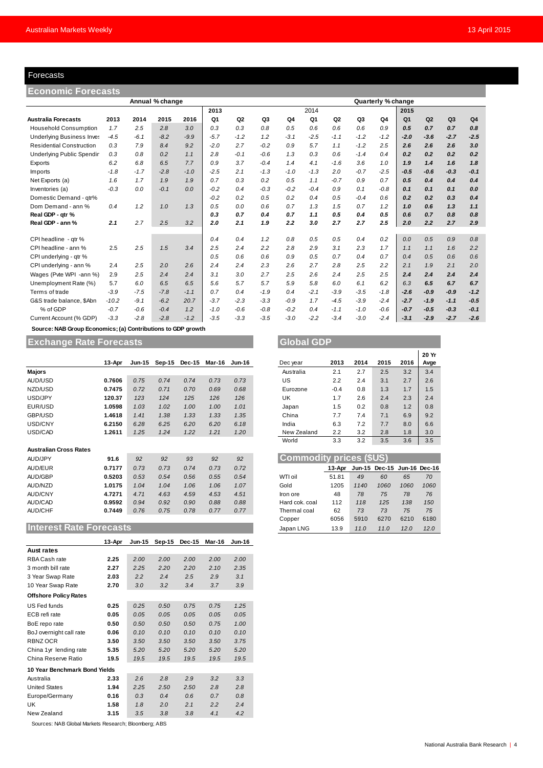## Forecasts

### Economic Forecasts

| Australia Forecasts | Annual % change | | | | Quarterly % change | | | | | | | | | | | |
|---|---|---|---|---|---|---|---|---|---|---|---|---|---|---|---|---|
| | 2013 | 2014 | 2015 | 2016 | 2013 Q1 | Q2 | Q3 | Q4 | 2014 Q1 | Q2 | Q3 | Q4 | 2015 Q1 | Q2 | Q3 | Q4 |
| Household Consumption | 1.7 | 2.5 | 2.8 | 3.0 | 0.3 | 0.3 | 0.8 | 0.5 | 0.6 | 0.6 | 0.6 | 0.9 | 0.5 | 0.7 | 0.7 | 0.8 |
| Underlying Business Inves | -4.5 | -6.1 | -8.2 | -9.9 | -5.7 | -1.2 | 1.2 | -3.1 | -2.5 | -1.1 | -1.2 | -1.2 | -2.0 | -3.6 | -2.7 | -2.5 |
| Residential Construction | 0.3 | 7.9 | 8.4 | 9.2 | -2.0 | 2.7 | -0.2 | 0.9 | 5.7 | 1.1 | -1.2 | 2.5 | 2.6 | 2.6 | 2.6 | 3.0 |
| Underlying Public Spendir | 0.3 | 0.8 | 0.2 | 1.1 | 2.8 | -0.1 | -0.6 | 1.3 | 0.3 | 0.6 | -1.4 | 0.4 | 0.2 | 0.2 | 0.2 | 0.2 |
| Exports | 6.2 | 6.8 | 6.5 | 7.7 | 0.9 | 3.7 | -0.4 | 1.4 | 4.1 | -1.6 | 3.6 | 1.0 | 1.9 | 1.4 | 1.6 | 1.8 |
| Imports | -1.8 | -1.7 | -2.8 | -1.0 | -2.5 | 2.1 | -1.3 | -1.0 | -1.3 | 2.0 | -0.7 | -2.5 | -0.5 | -0.6 | -0.3 | -0.1 |
| Net Exports (a) | 1.6 | 1.7 | 1.9 | 1.9 | 0.7 | 0.3 | 0.2 | 0.5 | 1.1 | -0.7 | 0.9 | 0.7 | 0.5 | 0.4 | 0.4 | 0.4 |
| Inventories (a) | -0.3 | 0.0 | -0.1 | 0.0 | -0.2 | 0.4 | -0.3 | -0.2 | -0.4 | 0.9 | 0.1 | -0.8 | 0.1 | 0.1 | 0.1 | 0.0 |
| Domestic Demand - qtr% | | | | | -0.2 | 0.2 | 0.5 | 0.2 | 0.4 | 0.5 | -0.4 | 0.6 | 0.2 | 0.2 | 0.3 | 0.4 |
| Dom Demand - ann % | 0.4 | 1.2 | 1.0 | 1.3 | 0.5 | 0.0 | 0.6 | 0.7 | 1.3 | 1.5 | 0.7 | 1.2 | 1.0 | 0.6 | 1.3 | 1.1 |
| **Real GDP - qtr %** | | | | | **0.3** | **0.7** | **0.4** | **0.7** | **1.1** | **0.5** | **0.4** | **0.5** | **0.6** | **0.7** | **0.8** | **0.8** |
| **Real GDP - ann %** | **2.1** | 2.7 | 2.5 | 3.2 | **2.0** | **2.1** | **1.9** | **2.2** | **3.0** | **2.7** | **2.7** | **2.5** | **2.0** | **2.2** | **2.7** | **2.9** |
| CPI headline - qtr % | | | | | 0.4 | 0.4 | 1.2 | 0.8 | 0.5 | 0.5 | 0.4 | 0.2 | 0.0 | 0.5 | 0.9 | 0.8 |
| CPI headline - ann % | 2.5 | 2.5 | 1.5 | 3.4 | 2.5 | 2.4 | 2.2 | 2.8 | 2.9 | 3.1 | 2.3 | 1.7 | 1.1 | 1.1 | 1.6 | 2.2 |
| CPI underlying - qtr % | | | | | 0.5 | 0.6 | 0.6 | 0.9 | 0.5 | 0.7 | 0.4 | 0.7 | 0.4 | 0.5 | 0.6 | 0.6 |
| CPI underlying - ann % | 2.4 | 2.5 | 2.0 | 2.6 | 2.4 | 2.4 | 2.3 | 2.6 | 2.7 | 2.8 | 2.5 | 2.2 | 2.1 | 1.9 | 2.1 | 2.0 |
| Wages (Pvte WPI - ann %) | 2.9 | 2.5 | 2.4 | 2.4 | 3.1 | 3.0 | 2.7 | 2.5 | 2.6 | 2.4 | 2.5 | 2.5 | 2.4 | 2.4 | 2.4 | 2.4 |
| Unemployment Rate (%) | 5.7 | 6.0 | 6.5 | 6.5 | 5.6 | 5.7 | 5.7 | 5.9 | 5.8 | 6.0 | 6.1 | 6.2 | 6.3 | 6.5 | 6.7 | 6.7 |
| Terms of trade | -3.9 | -7.5 | -7.8 | -1.1 | 0.7 | 0.4 | -1.9 | 0.4 | -2.1 | -3.9 | -3.5 | -1.8 | -2.6 | -0.9 | -0.9 | -1.2 |
| G&S trade balance, $Abn | -10.2 | -9.1 | -6.2 | 20.7 | -3.7 | -2.3 | -3.3 | -0.9 | 1.7 | -4.5 | -3.9 | -2.4 | -2.7 | -1.9 | -1.1 | -0.5 |
| % of GDP | -0.7 | -0.6 | -0.4 | 1.2 | -1.0 | -0.6 | -0.8 | -0.2 | 0.4 | -1.1 | -1.0 | -0.6 | -0.7 | -0.5 | -0.3 | -0.1 |
| Current Account (% GDP) | -3.3 | -2.8 | -2.8 | -1.2 | -3.5 | -3.3 | -3.5 | -3.0 | -2.2 | -3.4 | -3.0 | -2.4 | -3.1 | -2.9 | -2.7 | -2.6 |

**Source: NAB Group Economics; (a) Contributions to GDP growth**

### Exchange Rate Forecasts

| | 13-Apr | Jun-15 | Sep-15 | Dec-15 | Mar-16 | Jun-16 |
|---|---|---|---|---|---|---|
| **Majors** | | | | | | |
| AUD/USD | **0.7606** | 0.75 | 0.74 | 0.74 | 0.73 | 0.73 |
| NZD/USD | **0.7475** | 0.72 | 0.71 | 0.70 | 0.69 | 0.68 |
| USD/JPY | **120.37** | 123 | 124 | 125 | 126 | 126 |
| EUR/USD | **1.0598** | 1.03 | 1.02 | 1.00 | 1.00 | 1.01 |
| GBP/USD | **1.4618** | 1.41 | 1.38 | 1.33 | 1.33 | 1.35 |
| USD/CNY | **6.2150** | 6.28 | 6.25 | 6.20 | 6.20 | 6.18 |
| USD/CAD | **1.2611** | 1.25 | 1.24 | 1.22 | 1.21 | 1.20 |
| **Australian Cross Rates** | | | | | | |
| AUD/JPY | **91.6** | 92 | 92 | 93 | 92 | 92 |
| AUD/EUR | **0.7177** | 0.73 | 0.73 | 0.74 | 0.73 | 0.72 |
| AUD/GBP | **0.5203** | 0.53 | 0.54 | 0.56 | 0.55 | 0.54 |
| AUD/NZD | **1.0175** | 1.04 | 1.04 | 1.06 | 1.06 | 1.07 |
| AUD/CNY | **4.7271** | 4.71 | 4.63 | 4.59 | 4.53 | 4.51 |
| AUD/CAD | **0.9592** | 0.94 | 0.92 | 0.90 | 0.88 | 0.88 |
| AUD/CHF | **0.7449** | 0.76 | 0.75 | 0.78 | 0.77 | 0.77 |

### Interest Rate Forecasts

| | 13-Apr | Jun-15 | Sep-15 | Dec-15 | Mar-16 | Jun-16 |
|---|---|---|---|---|---|---|
| **Aust rates** | | | | | | |
| RBA Cash rate | **2.25** | 2.00 | 2.00 | 2.00 | 2.00 | 2.00 |
| 3 month bill rate | **2.27** | 2.25 | 2.20 | 2.20 | 2.10 | 2.35 |
| 3 Year Swap Rate | **2.03** | 2.2 | 2.4 | 2.5 | 2.9 | 3.1 |
| 10 Year Swap Rate | **2.70** | 3.0 | 3.2 | 3.4 | 3.7 | 3.9 |
| **Offshore Policy Rates** | | | | | | |
| US Fed funds | **0.25** | 0.25 | 0.50 | 0.75 | 0.75 | 1.25 |
| ECB refi rate | **0.05** | 0.05 | 0.05 | 0.05 | 0.05 | 0.05 |
| BoE repo rate | **0.50** | 0.50 | 0.50 | 0.50 | 0.75 | 1.00 |
| BoJ overnight call rate | **0.06** | 0.10 | 0.10 | 0.10 | 0.10 | 0.10 |
| RBNZ OCR | **3.50** | 3.50 | 3.50 | 3.50 | 3.50 | 3.75 |
| China 1yr lending rate | **5.35** | 5.20 | 5.20 | 5.20 | 5.20 | 5.20 |
| China Reserve Ratio | **19.5** | 19.5 | 19.5 | 19.5 | 19.5 | 19.5 |
| **10 Year Benchmark Bond Yields** | | | | | | |
| Australia | **2.33** | 2.6 | 2.8 | 2.9 | 3.2 | 3.3 |
| United States | **1.94** | 2.25 | 2.50 | 2.50 | 2.8 | 2.8 |
| Europe/Germany | **0.16** | 0.3 | 0.4 | 0.6 | 0.7 | 0.8 |
| UK | **1.58** | 1.8 | 2.0 | 2.1 | 2.2 | 2.4 |
| New Zealand | **3.15** | 3.5 | 3.8 | 3.8 | 4.1 | 4.2 |

Sources: NAB Global Markets Research; Bloomberg; ABS

### Global GDP

| Dec year | 2013 | 2014 | 2015 | 2016 | 20 Yr Avge |
|---|---|---|---|---|---|
| Australia | 2.1 | 2.7 | 2.5 | 3.2 | 3.4 |
| US | 2.2 | 2.4 | 3.1 | 2.7 | 2.6 |
| Eurozone | -0.4 | 0.8 | 1.3 | 1.7 | 1.5 |
| UK | 1.7 | 2.6 | 2.4 | 2.3 | 2.4 |
| Japan | 1.5 | 0.2 | 0.8 | 1.2 | 0.8 |
| China | 7.7 | 7.4 | 7.1 | 6.9 | 9.2 |
| India | 6.3 | 7.2 | 7.7 | 8.0 | 6.6 |
| New Zealand | 2.2 | 3.2 | 2.8 | 1.8 | 3.0 |
| World | 3.3 | 3.2 | 3.5 | 3.6 | 3.5 |

### Commodity prices ($US)

| | 13-Apr | Jun-15 | Dec-15 | Jun-16 | Dec-16 |
|---|---|---|---|---|---|
| WTI oil | 51.81 | 49 | 60 | 65 | 70 |
| Gold | 1205 | 1140 | 1060 | 1060 | 1060 |
| Iron ore | 48 | 78 | 75 | 78 | 76 |
| Hard cok. coal | 112 | 118 | 125 | 138 | 150 |
| Thermal coal | 62 | 73 | 73 | 75 | 75 |
| Copper | 6056 | 5910 | 6270 | 6210 | 6180 |
| Japan LNG | 13.9 | 11.0 | 11.0 | 12.0 | 12.0 |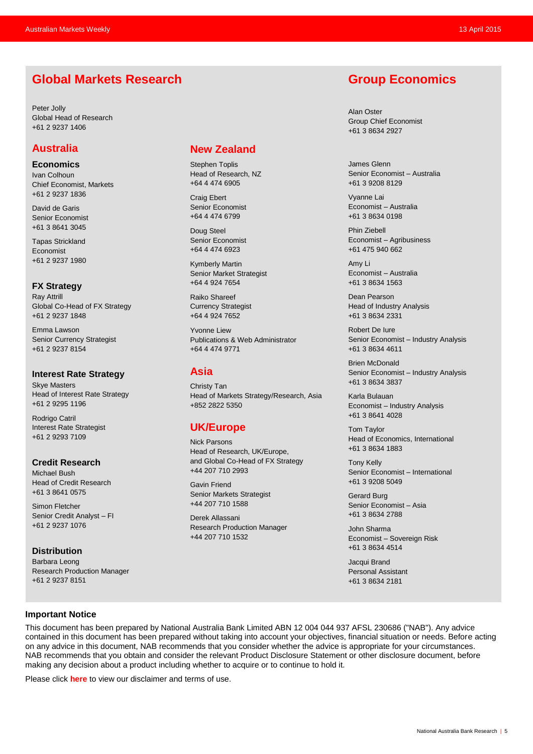# Global Markets Research

Peter Jolly
Global Head of Research
+61 2 9237 1406

## Australia

### Economics

Ivan Colhoun
Chief Economist, Markets
+61 2 9237 1836

David de Garis
Senior Economist
+61 3 8641 3045

Tapas Strickland
Economist
+61 2 9237 1980

### FX Strategy

Ray Attrill
Global Co-Head of FX Strategy
+61 2 9237 1848

Emma Lawson
Senior Currency Strategist
+61 2 9237 8154

### Interest Rate Strategy

Skye Masters
Head of Interest Rate Strategy
+61 2 9295 1196

Rodrigo Catril
Interest Rate Strategist
+61 2 9293 7109

### Credit Research

Michael Bush
Head of Credit Research
+61 3 8641 0575

Simon Fletcher
Senior Credit Analyst – FI
+61 2 9237 1076

### Distribution

Barbara Leong
Research Production Manager
+61 2 9237 8151

## New Zealand

Stephen Toplis
Head of Research, NZ
+64 4 474 6905

Craig Ebert
Senior Economist
+64 4 474 6799

Doug Steel
Senior Economist
+64 4 474 6923

Kymberly Martin
Senior Market Strategist
+64 4 924 7654

Raiko Shareef
Currency Strategist
+64 4 924 7652

Yvonne Liew
Publications & Web Administrator
+64 4 474 9771

## Asia

Christy Tan
Head of Markets Strategy/Research, Asia
+852 2822 5350

## UK/Europe

Nick Parsons
Head of Research, UK/Europe,
and Global Co-Head of FX Strategy
+44 207 710 2993

Gavin Friend
Senior Markets Strategist
+44 207 710 1588

Derek Allassani
Research Production Manager
+44 207 710 1532

# Group Economics

Alan Oster
Group Chief Economist
+61 3 8634 2927

James Glenn
Senior Economist – Australia
+61 3 9208 8129

Vyanne Lai
Economist – Australia
+61 3 8634 0198

Phin Ziebell
Economist – Agribusiness
+61 475 940 662

Amy Li
Economist – Australia
+61 3 8634 1563

Dean Pearson
Head of Industry Analysis
+61 3 8634 2331

Robert De Iure
Senior Economist – Industry Analysis
+61 3 8634 4611

Brien McDonald
Senior Economist – Industry Analysis
+61 3 8634 3837

Karla Bulauan
Economist – Industry Analysis
+61 3 8641 4028

Tom Taylor
Head of Economics, International
+61 3 8634 1883

Tony Kelly
Senior Economist – International
+61 3 9208 5049

Gerard Burg
Senior Economist – Asia
+61 3 8634 2788

John Sharma
Economist – Sovereign Risk
+61 3 8634 4514

Jacqui Brand
Personal Assistant
+61 3 8634 2181

### Important Notice

This document has been prepared by National Australia Bank Limited ABN 12 004 044 937 AFSL 230686 ("NAB"). Any advice contained in this document has been prepared without taking into account your objectives, financial situation or needs. Before acting on any advice in this document, NAB recommends that you consider whether the advice is appropriate for your circumstances. NAB recommends that you obtain and consider the relevant Product Disclosure Statement or other disclosure document, before making any decision about a product including whether to acquire or to continue to hold it.

Please click **here** to view our disclaimer and terms of use.